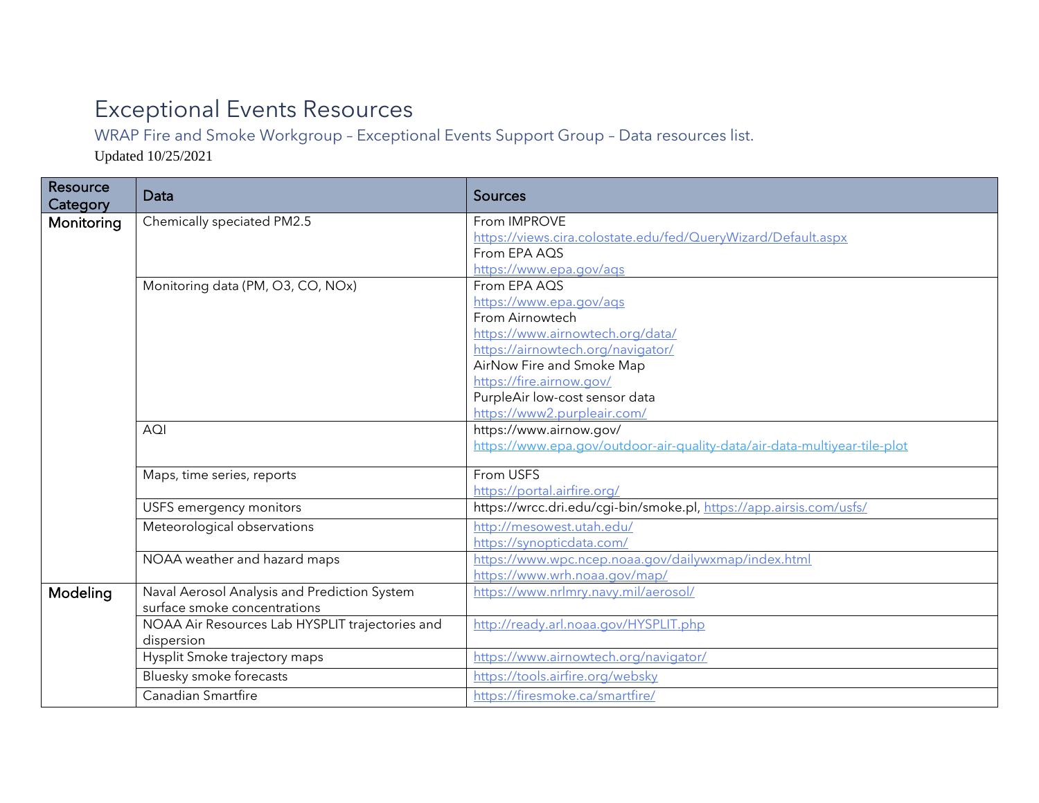# Exceptional Events Resources

## WRAP Fire and Smoke Workgroup – Exceptional Events Support Group – Data resources list.

Updated 10/25/2021

| Resource Category | Data | Sources |
|---|---|---|
| Monitoring | Chemically speciated PM2.5 | From IMPROVE<br>https://views.cira.colostate.edu/fed/QueryWizard/Default.aspx<br>From EPA AQS<br>https://www.epa.gov/aqs |
| | Monitoring data (PM, O3, CO, NOx) | From EPA AQS<br>https://www.epa.gov/aqs<br>From Airnowtech<br>https://www.airnowtech.org/data/<br>https://airnowtech.org/navigator/<br>AirNow Fire and Smoke Map<br>https://fire.airnow.gov/<br>PurpleAir low-cost sensor data<br>https://www2.purpleair.com/ |
| | AQI | https://www.airnow.gov/<br>https://www.epa.gov/outdoor-air-quality-data/air-data-multiyear-tile-plot |
| | Maps, time series, reports | From USFS<br>https://portal.airfire.org/ |
| | USFS emergency monitors | https://wrcc.dri.edu/cgi-bin/smoke.pl, https://app.airsis.com/usfs/ |
| | Meteorological observations | http://mesowest.utah.edu/<br>https://synopticdata.com/ |
| | NOAA weather and hazard maps | https://www.wpc.ncep.noaa.gov/dailywxmap/index.html<br>https://www.wrh.noaa.gov/map/ |
| Modeling | Naval Aerosol Analysis and Prediction System surface smoke concentrations | https://www.nrlmry.navy.mil/aerosol/ |
| | NOAA Air Resources Lab HYSPLIT trajectories and dispersion | http://ready.arl.noaa.gov/HYSPLIT.php |
| | Hysplit Smoke trajectory maps | https://www.airnowtech.org/navigator/ |
| | Bluesky smoke forecasts | https://tools.airfire.org/websky |
| | Canadian Smartfire | https://firesmoke.ca/smartfire/ |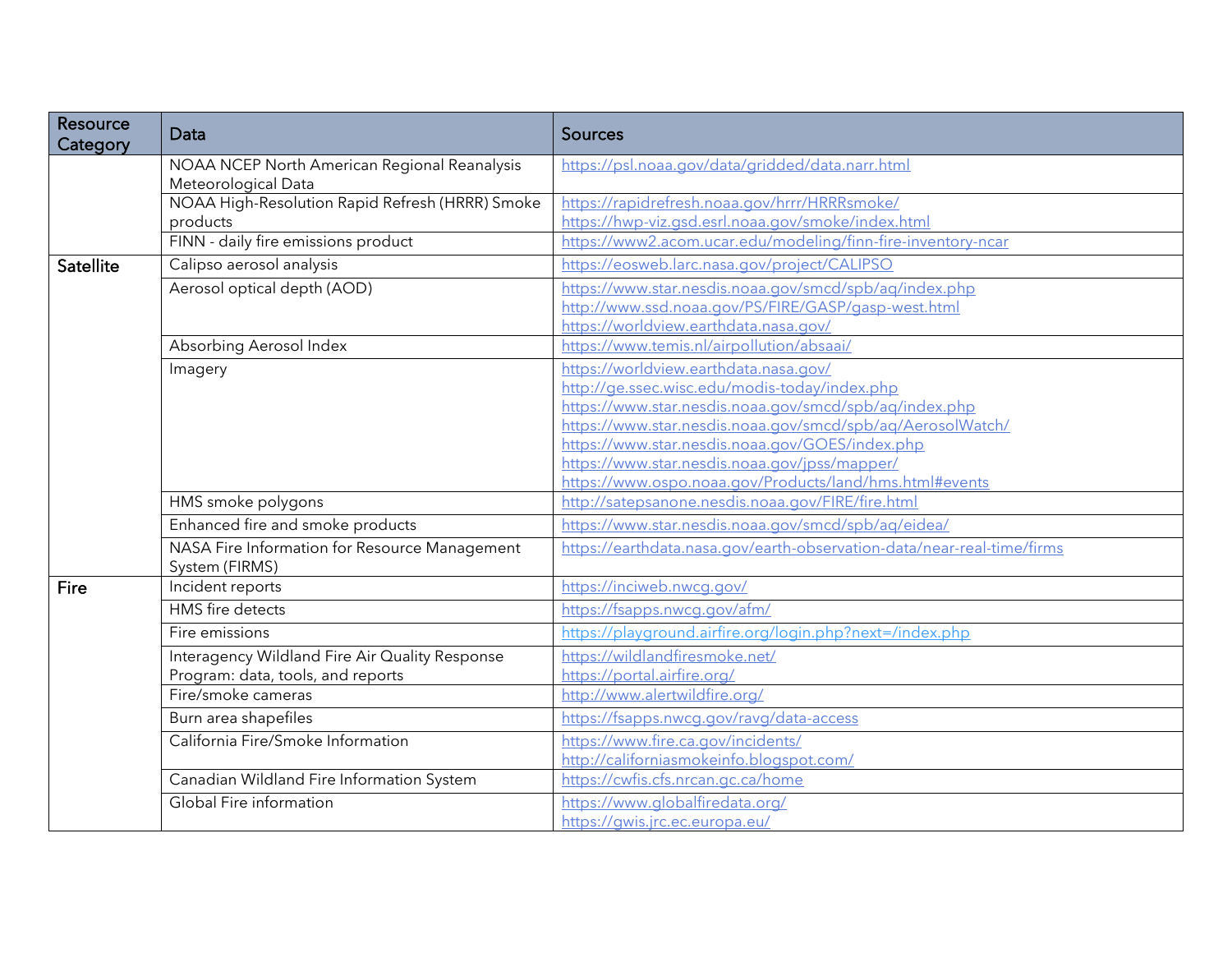| Resource Category | Data | Sources |
| --- | --- | --- |
| | NOAA NCEP North American Regional Reanalysis Meteorological Data | https://psl.noaa.gov/data/gridded/data.narr.html |
| | NOAA High-Resolution Rapid Refresh (HRRR) Smoke products | https://rapidrefresh.noaa.gov/hrrr/HRRRsmoke/ <br> https://hwp-viz.gsd.esrl.noaa.gov/smoke/index.html |
| | FINN - daily fire emissions product | https://www2.acom.ucar.edu/modeling/finn-fire-inventory-ncar |
| Satellite | Calipso aerosol analysis | https://eosweb.larc.nasa.gov/project/CALIPSO |
| | Aerosol optical depth (AOD) | https://www.star.nesdis.noaa.gov/smcd/spb/aq/index.php <br> http://www.ssd.noaa.gov/PS/FIRE/GASP/gasp-west.html <br> https://worldview.earthdata.nasa.gov/ |
| | Absorbing Aerosol Index | https://www.temis.nl/airpollution/absaai/ |
| | Imagery | https://worldview.earthdata.nasa.gov/ <br> http://ge.ssec.wisc.edu/modis-today/index.php <br> https://www.star.nesdis.noaa.gov/smcd/spb/aq/index.php <br> https://www.star.nesdis.noaa.gov/smcd/spb/aq/AerosolWatch/ <br> https://www.star.nesdis.noaa.gov/GOES/index.php <br> https://www.star.nesdis.noaa.gov/jpss/mapper/ <br> https://www.ospo.noaa.gov/Products/land/hms.html#events |
| | HMS smoke polygons | http://satepsanone.nesdis.noaa.gov/FIRE/fire.html |
| | Enhanced fire and smoke products | https://www.star.nesdis.noaa.gov/smcd/spb/aq/eidea/ |
| | NASA Fire Information for Resource Management System (FIRMS) | https://earthdata.nasa.gov/earth-observation-data/near-real-time/firms |
| Fire | Incident reports | https://inciweb.nwcg.gov/ |
| | HMS fire detects | https://fsapps.nwcg.gov/afm/ |
| | Fire emissions | https://playground.airfire.org/login.php?next=/index.php |
| | Interagency Wildland Fire Air Quality Response Program: data, tools, and reports | https://wildlandfiresmoke.net/ <br> https://portal.airfire.org/ |
| | Fire/smoke cameras | http://www.alertwildfire.org/ |
| | Burn area shapefiles | https://fsapps.nwcg.gov/ravg/data-access |
| | California Fire/Smoke Information | https://www.fire.ca.gov/incidents/ <br> http://californiasmokeinfo.blogspot.com/ |
| | Canadian Wildland Fire Information System | https://cwfis.cfs.nrcan.gc.ca/home |
| | Global Fire information | https://www.globalfiredata.org/ <br> https://gwis.jrc.ec.europa.eu/ |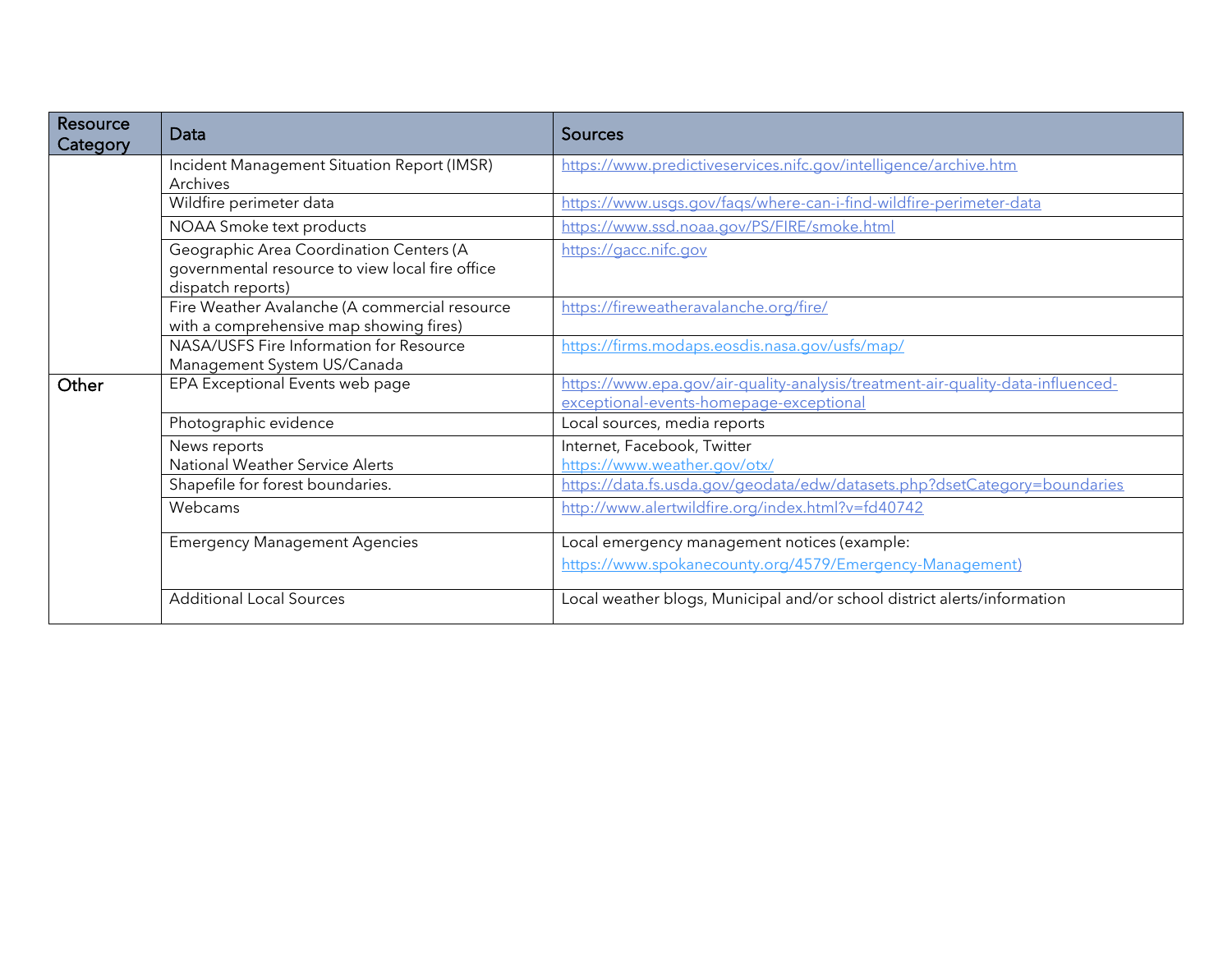| Resource Category | Data | Sources |
|---|---|---|
| | Incident Management Situation Report (IMSR) Archives | https://www.predictiveservices.nifc.gov/intelligence/archive.htm |
| | Wildfire perimeter data | https://www.usgs.gov/faqs/where-can-i-find-wildfire-perimeter-data |
| | NOAA Smoke text products | https://www.ssd.noaa.gov/PS/FIRE/smoke.html |
| | Geographic Area Coordination Centers (A governmental resource to view local fire office dispatch reports) | https://gacc.nifc.gov |
| | Fire Weather Avalanche (A commercial resource with a comprehensive map showing fires) | https://fireweatheravalanche.org/fire/ |
| | NASA/USFS Fire Information for Resource Management System US/Canada | https://firms.modaps.eosdis.nasa.gov/usfs/map/ |
| Other | EPA Exceptional Events web page | https://www.epa.gov/air-quality-analysis/treatment-air-quality-data-influenced-exceptional-events-homepage-exceptional |
| | Photographic evidence | Local sources, media reports |
| | News reports<br>National Weather Service Alerts | Internet, Facebook, Twitter<br>https://www.weather.gov/otx/ |
| | Shapefile for forest boundaries. | https://data.fs.usda.gov/geodata/edw/datasets.php?dsetCategory=boundaries |
| | Webcams | http://www.alertwildfire.org/index.html?v=fd40742 |
| | Emergency Management Agencies | Local emergency management notices (example: https://www.spokanecounty.org/4579/Emergency-Management) |
| | Additional Local Sources | Local weather blogs, Municipal and/or school district alerts/information |